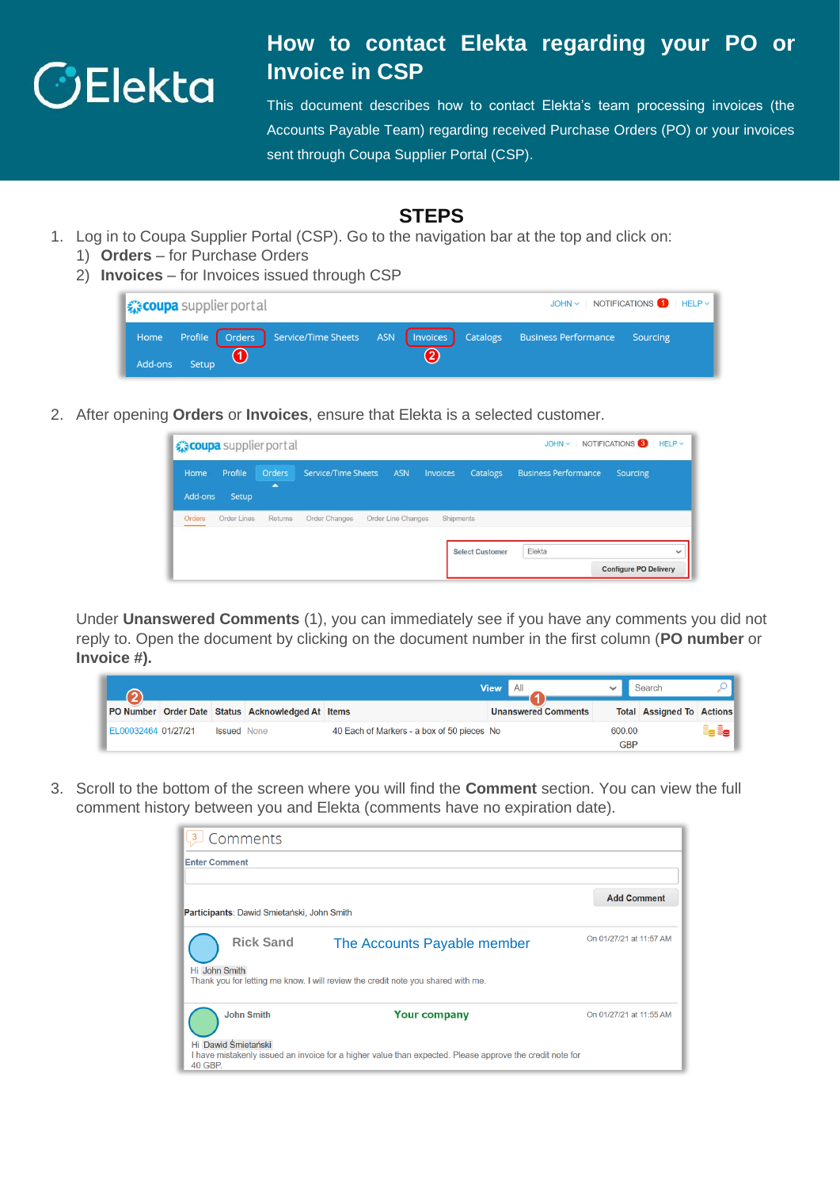# How to contact Elekta regarding your PO or Invoice in CSP

This document describes how to contact Elekta's team processing invoices (the Accounts Payable Team) regarding received Purchase Orders (PO) or your invoices sent through Coupa Supplier Portal (CSP).

## STEPS

1. Log in to Coupa Supplier Portal (CSP). Go to the navigation bar at the top and click on:
   1) **Orders** – for Purchase Orders
   2) **Invoices** – for Invoices issued through CSP

2. After opening **Orders** or **Invoices**, ensure that Elekta is a selected customer.

   Under **Unanswered Comments** (1), you can immediately see if you have any comments you did not reply to. Open the document by clicking on the document number in the first column (**PO number** or **Invoice #).**

3. Scroll to the bottom of the screen where you will find the **Comment** section. You can view the full comment history between you and Elekta (comments have no expiration date).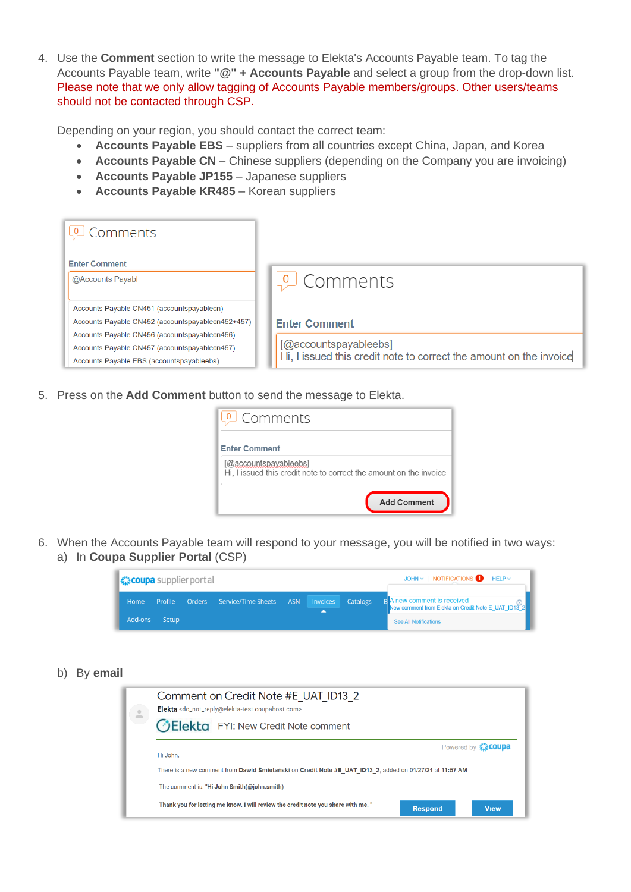4. Use the **Comment** section to write the message to Elekta's Accounts Payable team. To tag the Accounts Payable team, write **"@" + Accounts Payable** and select a group from the drop-down list. Please note that we only allow tagging of Accounts Payable members/groups. Other users/teams should not be contacted through CSP.

   Depending on your region, you should contact the correct team:

   - **Accounts Payable EBS** – suppliers from all countries except China, Japan, and Korea
   - **Accounts Payable CN** – Chinese suppliers (depending on the Company you are invoicing)
   - **Accounts Payable JP155** – Japanese suppliers
   - **Accounts Payable KR485** – Korean suppliers

5. Press on the **Add Comment** button to send the message to Elekta.

6. When the Accounts Payable team will respond to your message, you will be notified in two ways:

   a) In **Coupa Supplier Portal** (CSP)

   b) By **email**